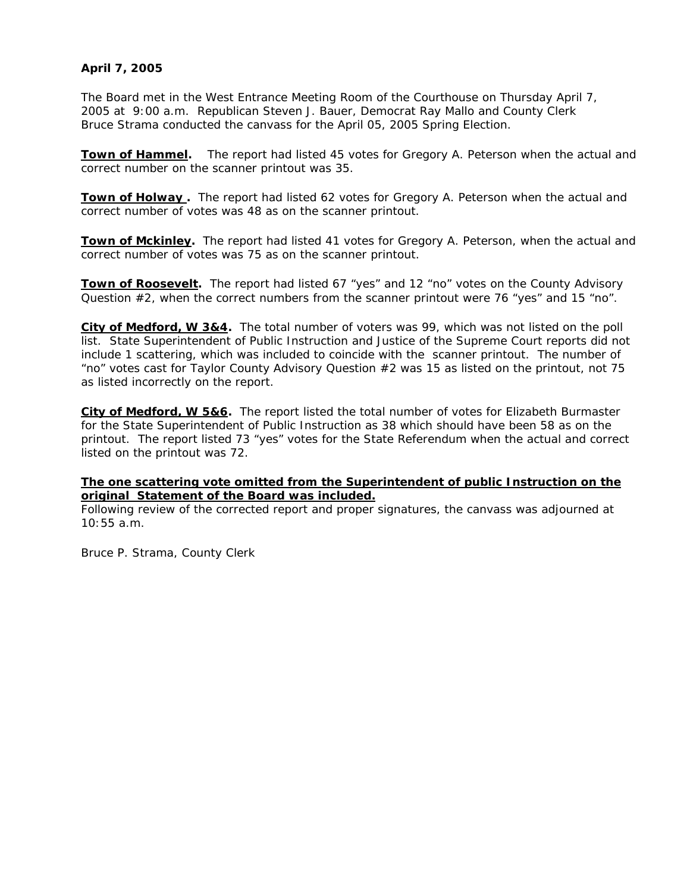**April 7, 2005**

The Board met in the West Entrance Meeting Room of the Courthouse on Thursday April 7, 2005 at 9:00 a.m. Republican Steven J. Bauer, Democrat Ray Mallo and County Clerk Bruce Strama conducted the canvass for the April 05, 2005 Spring Election.

**Town of Hammel.** The report had listed 45 votes for Gregory A. Peterson when the actual and correct number on the scanner printout was 35.

**Town of Holway .** The report had listed 62 votes for Gregory A. Peterson when the actual and correct number of votes was 48 as on the scanner printout.

**Town of Mckinley.** The report had listed 41 votes for Gregory A. Peterson, when the actual and correct number of votes was 75 as on the scanner printout.

**Town of Roosevelt.** The report had listed 67 "yes" and 12 "no" votes on the County Advisory Question #2, when the correct numbers from the scanner printout were 76 "yes" and 15 "no".

**City of Medford, W 3&4.** The total number of voters was 99, which was not listed on the poll list. State Superintendent of Public Instruction and Justice of the Supreme Court reports did not include 1 scattering, which was included to coincide with the scanner printout. The number of "no" votes cast for Taylor County Advisory Question #2 was 15 as listed on the printout, not 75 as listed incorrectly on the report.

**City of Medford, W 5&6.** The report listed the total number of votes for Elizabeth Burmaster for the State Superintendent of Public Instruction as 38 which should have been 58 as on the printout. The report listed 73 "yes" votes for the State Referendum when the actual and correct listed on the printout was 72.

**The one scattering vote omitted from the Superintendent of public Instruction on the original Statement of the Board was included.**

Following review of the corrected report and proper signatures, the canvass was adjourned at 10:55 a.m.

Bruce P. Strama, County Clerk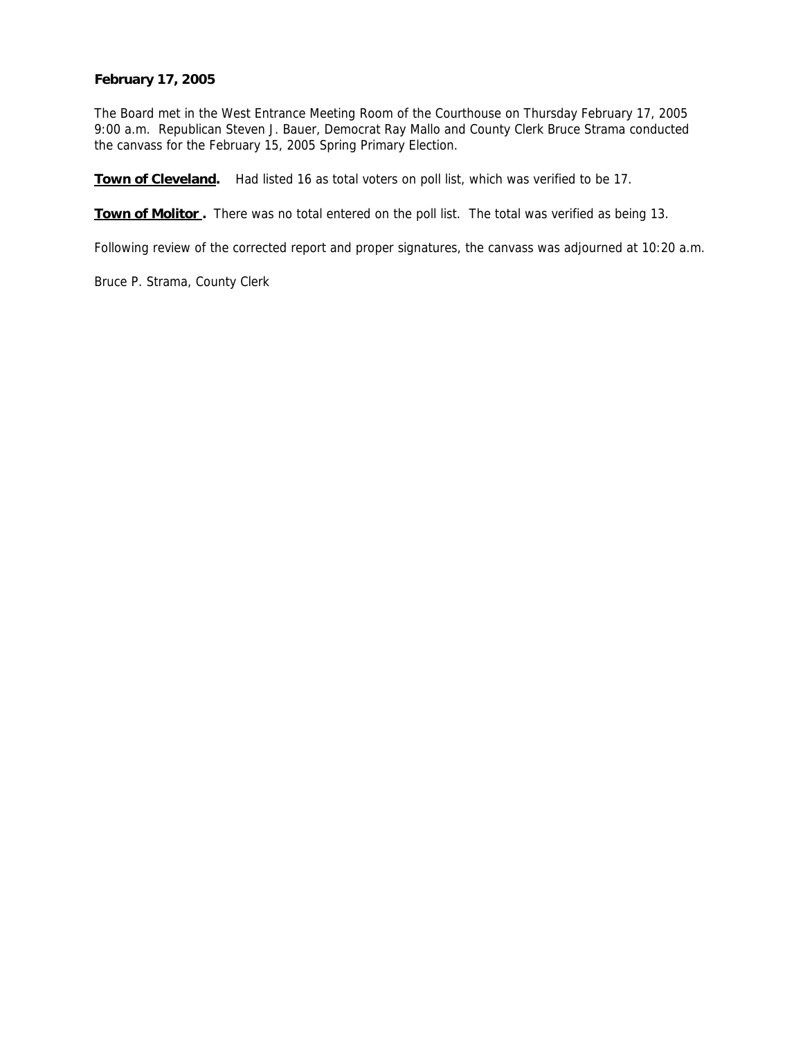**February 17, 2005**

The Board met in the West Entrance Meeting Room of the Courthouse on Thursday February 17, 2005 9:00 a.m. Republican Steven J. Bauer, Democrat Ray Mallo and County Clerk Bruce Strama conducted the canvass for the February 15, 2005 Spring Primary Election.

**Town of Cleveland.** Had listed 16 as total voters on poll list, which was verified to be 17.

**Town of Molitor .** There was no total entered on the poll list. The total was verified as being 13.

Following review of the corrected report and proper signatures, the canvass was adjourned at 10:20 a.m.

Bruce P. Strama, County Clerk